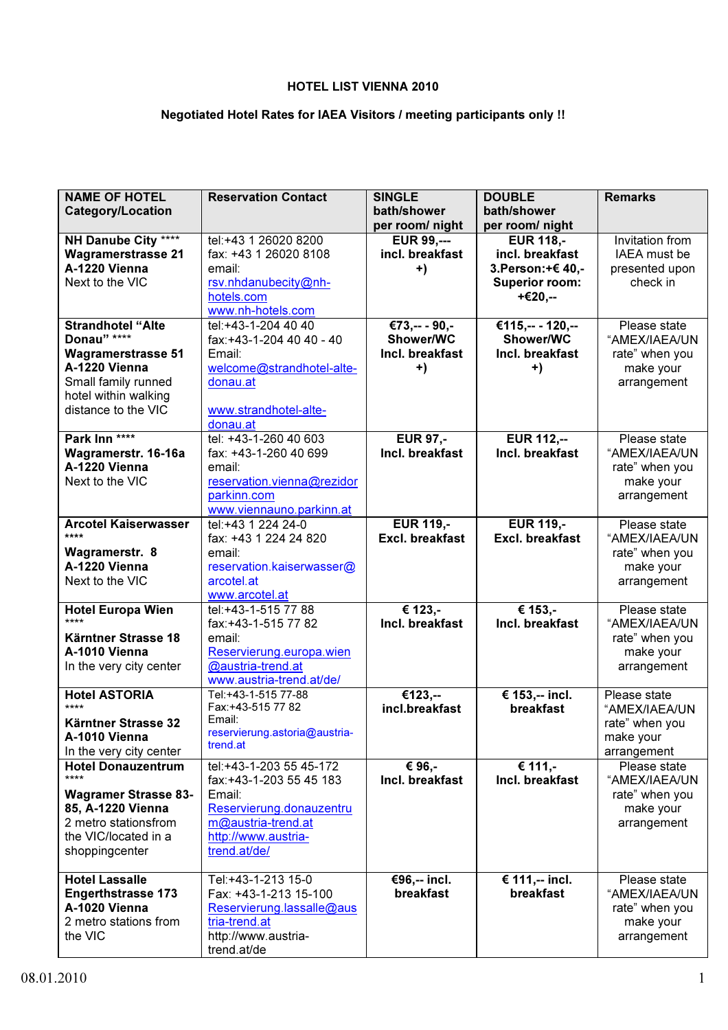**HOTEL LIST VIENNA 2010**

**Negotiated Hotel Rates for IAEA Visitors / meeting participants only !!**

| NAME OF HOTEL Category/Location | Reservation Contact | SINGLE bath/shower per room/ night | DOUBLE bath/shower per room/ night | Remarks |
|---|---|---|---|---|
| **NH Danube City \*\*\*\* Wagramerstrasse 21 A-1220 Vienna** Next to the VIC | tel:+43 1 26020 8200 fax: +43 1 26020 8108 email: rsv.nhdanubecity@nh-hotels.com www.nh-hotels.com | **EUR 99,--- incl. breakfast +)** | **EUR 118,- incl. breakfast 3.Person:+€ 40,- Superior room: +€20,--** | Invitation from IAEA must be presented upon check in |
| **Strandhotel "Alte Donau" \*\*\*\* Wagramerstrasse 51 A-1220 Vienna** Small family runned hotel within walking distance to the VIC | tel:+43-1-204 40 40 fax:+43-1-204 40 40 - 40 Email: welcome@strandhotel-alte-donau.at www.strandhotel-alte-donau.at | **€73,-- - 90,- Shower/WC Incl. breakfast +)** | **€115,-- - 120,-- Shower/WC Incl. breakfast +)** | Please state "AMEX/IAEA/UN rate" when you make your arrangement |
| **Park Inn \*\*\*\* Wagramerstr. 16-16a A-1220 Vienna** Next to the VIC | tel: +43-1-260 40 603 fax: +43-1-260 40 699 email: reservation.vienna@rezidorparkinn.com www.viennauno.parkinn.at | **EUR 97,- Incl. breakfast** | **EUR 112,-- Incl. breakfast** | Please state "AMEX/IAEA/UN rate" when you make your arrangement |
| **Arcotel Kaiserwasser \*\*\*\* Wagramerstr. 8 A-1220 Vienna** Next to the VIC | tel:+43 1 224 24-0 fax: +43 1 224 24 820 email: reservation.kaiserwasser@arcotel.at www.arcotel.at | **EUR 119,- Excl. breakfast** | **EUR 119,- Excl. breakfast** | Please state "AMEX/IAEA/UN rate" when you make your arrangement |
| **Hotel Europa Wien \*\*\*\* Kärntner Strasse 18 A-1010 Vienna** In the very city center | tel:+43-1-515 77 88 fax:+43-1-515 77 82 email: Reservierung.europa.wien@austria-trend.at www.austria-trend.at/de/ | **€ 123,- Incl. breakfast** | **€ 153,- Incl. breakfast** | Please state "AMEX/IAEA/UN rate" when you make your arrangement |
| **Hotel ASTORIA \*\*\*\* Kärntner Strasse 32 A-1010 Vienna** In the very city center | Tel:+43-1-515 77-88 Fax:+43-515 77 82 Email: reservierung.astoria@austria-trend.at | **€123,-- incl.breakfast** | **€ 153,-- incl. breakfast** | Please state "AMEX/IAEA/UN rate" when you make your arrangement |
| **Hotel Donauzentrum \*\*\*\* Wagramer Strasse 83-85, A-1220 Vienna** 2 metro stationsfrom the VIC/located in a shoppingcenter | tel:+43-1-203 55 45-172 fax:+43-1-203 55 45 183 Email: Reservierung.donauzentrum@austria-trend.at http://www.austria-trend.at/de/ | **€ 96,- Incl. breakfast** | **€ 111,- Incl. breakfast** | Please state "AMEX/IAEA/UN rate" when you make your arrangement |
| **Hotel Lassalle Engerthstrasse 173 A-1020 Vienna** 2 metro stations from the VIC | Tel:+43-1-213 15-0 Fax: +43-1-213 15-100 Reservierung.lassalle@austria-trend.at http://www.austria-trend.at/de | **€96,-- incl. breakfast** | **€ 111,-- incl. breakfast** | Please state "AMEX/IAEA/UN rate" when you make your arrangement |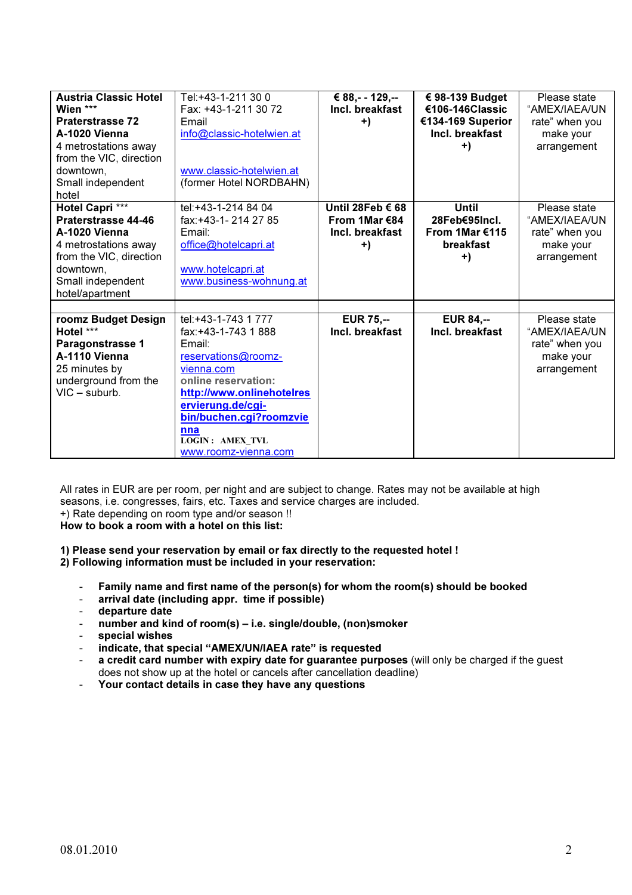| **Austria Classic Hotel Wien** *** **Praterstrasse 72** **A-1020 Vienna** 4 metrostations away from the VIC, direction downtown, Small independent hotel | Tel:+43-1-211 30 0 Fax: +43-1-211 30 72 Email info@classic-hotelwien.at www.classic-hotelwien.at (former Hotel NORDBAHN) | **€ 88,- - 129,-- Incl. breakfast +)** | **€ 98-139 Budget €106-146Classic €134-169 Superior Incl. breakfast +)** | Please state "AMEX/IAEA/UN rate" when you make your arrangement |
|---|---|---|---|---|
| **Hotel Capri** *** **Praterstrasse 44-46** **A-1020 Vienna** 4 metrostations away from the VIC, direction downtown, Small independent hotel/apartment | tel:+43-1-214 84 04 fax:+43-1- 214 27 85 Email: office@hotelcapri.at www.hotelcapri.at www.business-wohnung.at | **Until 28Feb € 68 From 1Mar €84 Incl. breakfast +)** | **Until 28Feb€95Incl. From 1Mar €115 breakfast +)** | Please state "AMEX/IAEA/UN rate" when you make your arrangement |
| | | | | |
| **roomz Budget Design Hotel** *** **Paragonstrasse 1** **A-1110 Vienna** 25 minutes by underground from the VIC – suburb. | tel:+43-1-743 1 777 fax:+43-1-743 1 888 Email: reservations@roomz-vienna.com **online reservation:** **http://www.onlinehotelreservierung.de/cgi-bin/buchen.cgi?roomzvienna** **LOGIN : AMEX_TVL** www.roomz-vienna.com | **EUR 75,-- Incl. breakfast** | **EUR 84,-- Incl. breakfast** | Please state "AMEX/IAEA/UN rate" when you make your arrangement |

All rates in EUR are per room, per night and are subject to change. Rates may not be available at high seasons, i.e. congresses, fairs, etc. Taxes and service charges are included.
+) Rate depending on room type and/or season !!
**How to book a room with a hotel on this list:**

**1) Please send your reservation by email or fax directly to the requested hotel !**
**2) Following information must be included in your reservation:**

- **Family name and first name of the person(s) for whom the room(s) should be booked**
- **arrival date (including appr. time if possible)**
- **departure date**
- **number and kind of room(s) – i.e. single/double, (non)smoker**
- **special wishes**
- **indicate, that special "AMEX/UN/IAEA rate" is requested**
- **a credit card number with expiry date for guarantee purposes** (will only be charged if the guest does not show up at the hotel or cancels after cancellation deadline)
- **Your contact details in case they have any questions**

08.01.2010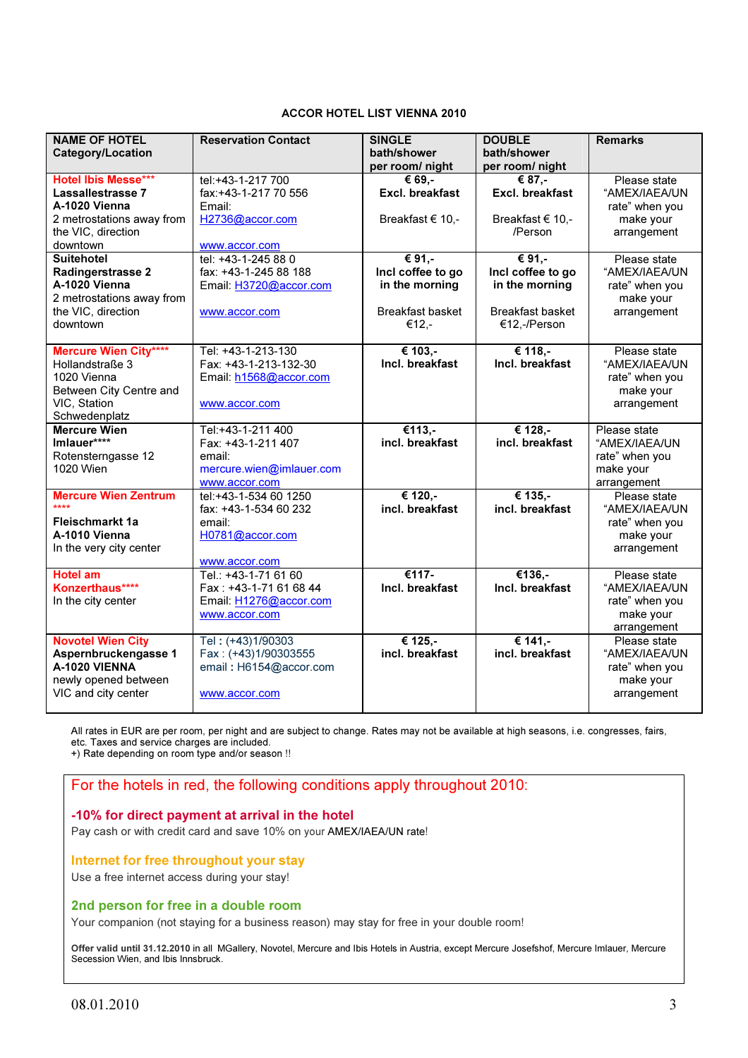# ACCOR HOTEL LIST VIENNA 2010

| NAME OF HOTEL Category/Location | Reservation Contact | SINGLE bath/shower per room/ night | DOUBLE bath/shower per room/ night | Remarks |
|---|---|---|---|---|
| **Hotel Ibis Messe*****<br>**Lassallestrasse 7**<br>**A-1020 Vienna**<br>2 metrostations away from the VIC, direction downtown | tel:+43-1-217 700<br>fax:+43-1-217 70 556<br>Email:<br>H2736@accor.com<br><br>www.accor.com | **€ 69,-**<br>**Excl. breakfast**<br><br>Breakfast € 10,- | **€ 87,-**<br>**Excl. breakfast**<br><br>Breakfast € 10,- /Person | Please state “AMEX/IAEA/UN rate” when you make your arrangement |
| **Suitehotel**<br>**Radingerstrasse 2**<br>**A-1020 Vienna**<br>2 metrostations away from the VIC, direction downtown | tel: +43-1-245 88 0<br>fax: +43-1-245 88 188<br>Email: H3720@accor.com<br><br>www.accor.com | **€ 91,-**<br>**Incl coffee to go in the morning**<br><br>Breakfast basket €12,- | **€ 91,-**<br>**Incl coffee to go in the morning**<br><br>Breakfast basket €12,-/Person | Please state “AMEX/IAEA/UN rate” when you make your arrangement |
| **Mercure Wien City******<br>Hollandstraße 3<br>1020 Vienna<br>Between City Centre and VIC, Station Schwedenplatz | Tel: +43-1-213-130<br>Fax: +43-1-213-132-30<br>Email: h1568@accor.com<br><br>www.accor.com | **€ 103,-**<br>**Incl. breakfast** | **€ 118,-**<br>**Incl. breakfast** | Please state “AMEX/IAEA/UN rate” when you make your arrangement |
| **Mercure Wien Imlauer******<br>Rotensterngasse 12<br>1020 Wien | Tel:+43-1-211 400<br>Fax: +43-1-211 407<br>email:<br>mercure.wien@imlauer.com<br>www.accor.com | **€113,-**<br>**incl. breakfast** | **€ 128,-**<br>**incl. breakfast** | Please state “AMEX/IAEA/UN rate” when you make your arrangement |
| **Mercure Wien Zentrum ******<br>**Fleischmarkt 1a**<br>**A-1010 Vienna**<br>In the very city center | tel:+43-1-534 60 1250<br>fax: +43-1-534 60 232<br>email:<br>H0781@accor.com<br><br>www.accor.com | **€ 120,-**<br>**incl. breakfast** | **€ 135,-**<br>**incl. breakfast** | Please state “AMEX/IAEA/UN rate” when you make your arrangement |
| **Hotel am Konzerthaus******<br>In the city center | Tel.: +43-1-71 61 60<br>Fax : +43-1-71 61 68 44<br>Email: H1276@accor.com<br>www.accor.com | **€117-**<br>**Incl. breakfast** | **€136,-**<br>**Incl. breakfast** | Please state “AMEX/IAEA/UN rate” when you make your arrangement |
| **Novotel Wien City**<br>**Aspernbruckengasse 1**<br>**A-1020 VIENNA**<br>newly opened between VIC and city center | Tel : (+43)1/90303<br>Fax : (+43)1/90303555<br>email : H6154@accor.com<br><br>www.accor.com | **€ 125,-**<br>**incl. breakfast** | **€ 141,-**<br>**incl. breakfast** | Please state “AMEX/IAEA/UN rate” when you make your arrangement |

All rates in EUR are per room, per night and are subject to change. Rates may not be available at high seasons, i.e. congresses, fairs, etc. Taxes and service charges are included.
+) Rate depending on room type and/or season !!

For the hotels in red, the following conditions apply throughout 2010:

**-10% for direct payment at arrival in the hotel**
Pay cash or with credit card and save 10% on your AMEX/IAEA/UN rate!

**Internet for free throughout your stay**
Use a free internet access during your stay!

**2nd person for free in a double room**
Your companion (not staying for a business reason) may stay for free in your double room!

**Offer valid until 31.12.2010** in all MGallery, Novotel, Mercure and Ibis Hotels in Austria, except Mercure Josefshof, Mercure Imlauer, Mercure Secession Wien, and Ibis Innsbruck.

08.01.2010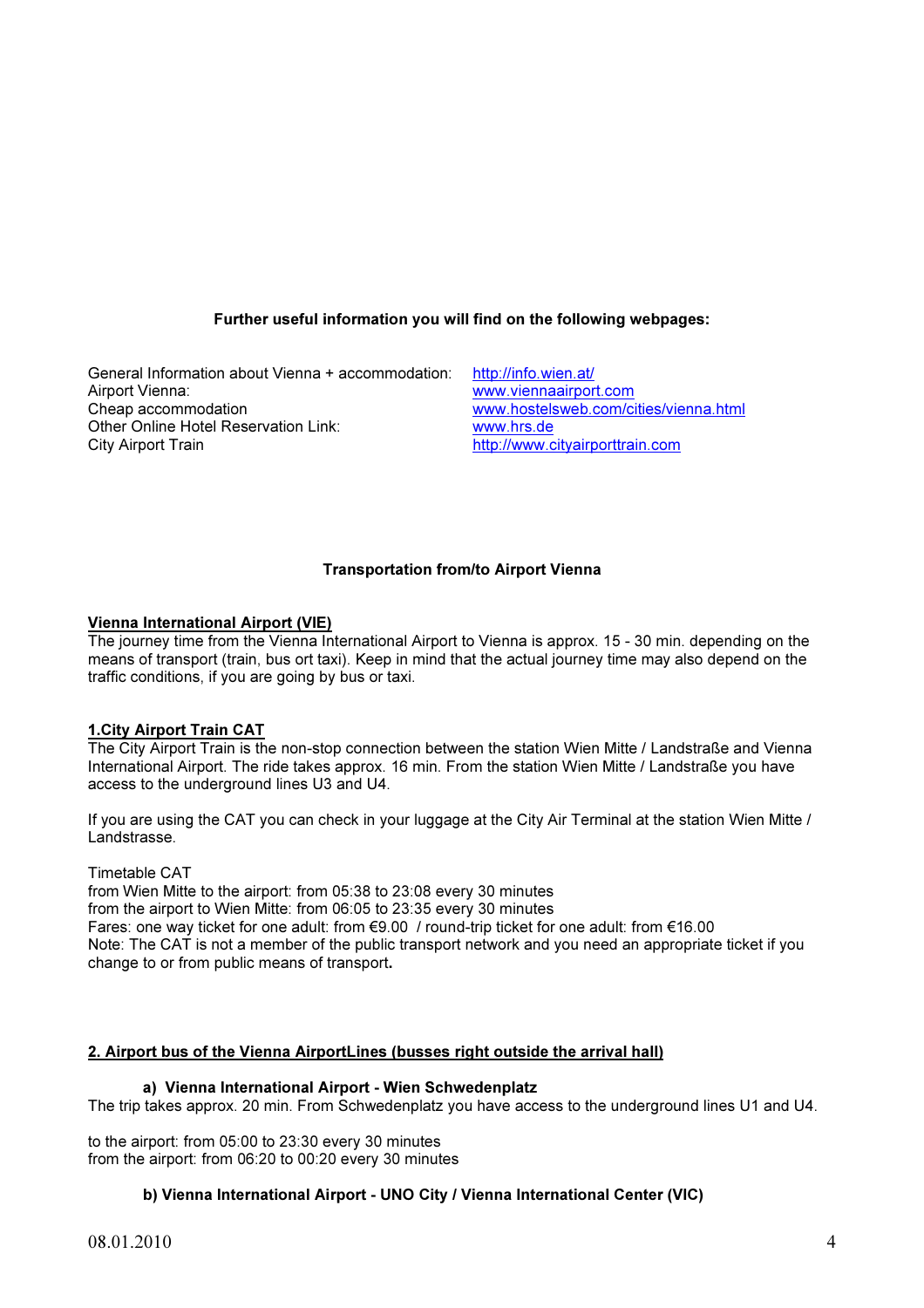**Further useful information you will find on the following webpages:**

| | |
|---|---|
| General Information about Vienna + accommodation: | http://info.wien.at/ |
| Airport Vienna: | www.viennaairport.com |
| Cheap accommodation | www.hostelsweb.com/cities/vienna.html |
| Other Online Hotel Reservation Link: | www.hrs.de |
| City Airport Train | http://www.cityairporttrain.com |

## Transportation from/to Airport Vienna

**Vienna International Airport (VIE)**

The journey time from the Vienna International Airport to Vienna is approx. 15 - 30 min. depending on the means of transport (train, bus ort taxi). Keep in mind that the actual journey time may also depend on the traffic conditions, if you are going by bus or taxi.

**1.City Airport Train CAT**

The City Airport Train is the non-stop connection between the station Wien Mitte / Landstraße and Vienna International Airport. The ride takes approx. 16 min. From the station Wien Mitte / Landstraße you have access to the underground lines U3 and U4.

If you are using the CAT you can check in your luggage at the City Air Terminal at the station Wien Mitte / Landstrasse.

Timetable CAT
from Wien Mitte to the airport: from 05:38 to 23:08 every 30 minutes
from the airport to Wien Mitte: from 06:05 to 23:35 every 30 minutes
Fares: one way ticket for one adult: from €9.00 / round-trip ticket for one adult: from €16.00
Note: The CAT is not a member of the public transport network and you need an appropriate ticket if you change to or from public means of transport**.**

**2. Airport bus of the Vienna AirportLines (busses right outside the arrival hall)**

**a) Vienna International Airport - Wien Schwedenplatz**

The trip takes approx. 20 min. From Schwedenplatz you have access to the underground lines U1 and U4.

to the airport: from 05:00 to 23:30 every 30 minutes
from the airport: from 06:20 to 00:20 every 30 minutes

**b) Vienna International Airport - UNO City / Vienna International Center (VIC)**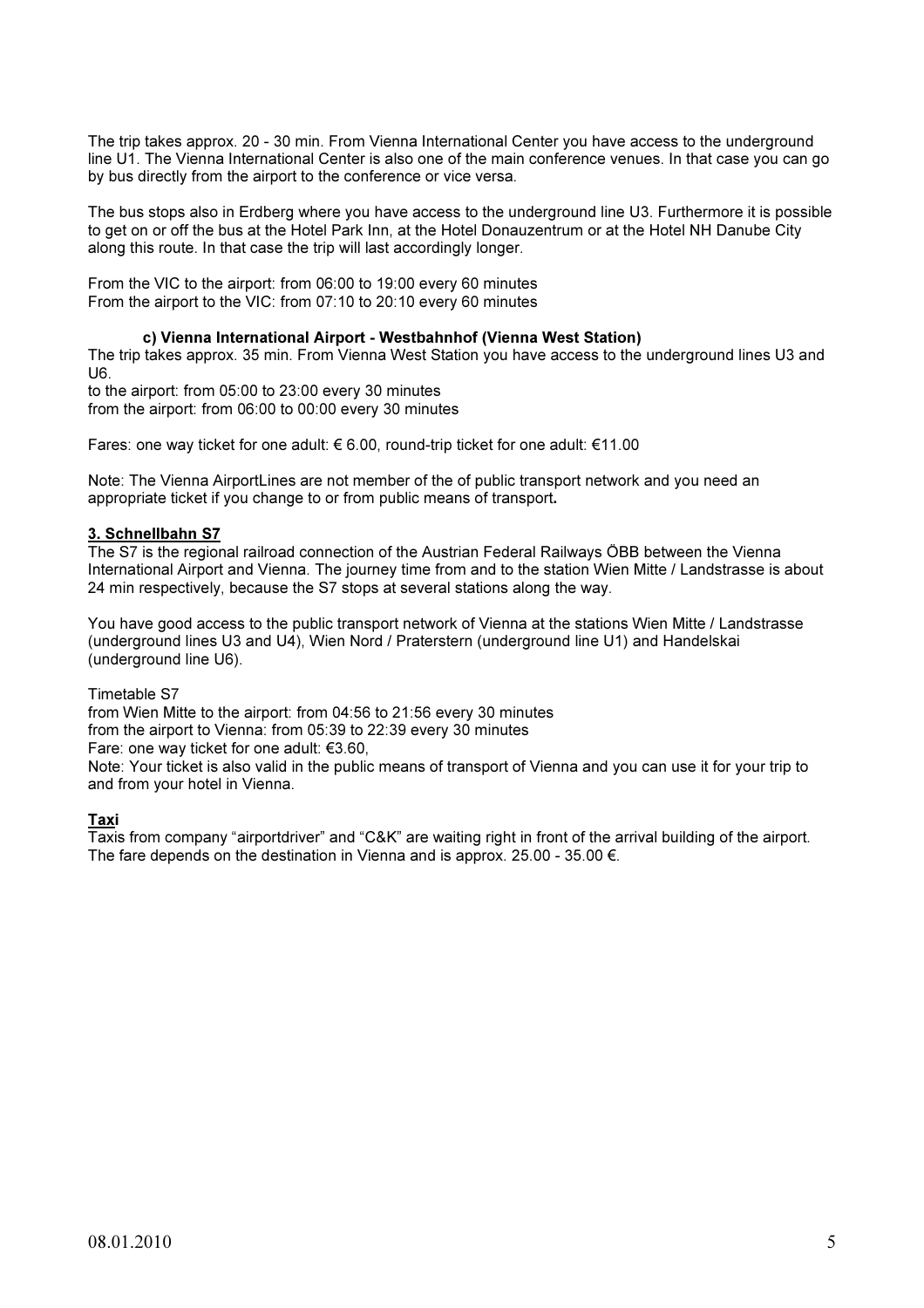The trip takes approx. 20 - 30 min. From Vienna International Center you have access to the underground line U1. The Vienna International Center is also one of the main conference venues. In that case you can go by bus directly from the airport to the conference or vice versa.

The bus stops also in Erdberg where you have access to the underground line U3. Furthermore it is possible to get on or off the bus at the Hotel Park Inn, at the Hotel Donauzentrum or at the Hotel NH Danube City along this route. In that case the trip will last accordingly longer.

From the VIC to the airport: from 06:00 to 19:00 every 60 minutes
From the airport to the VIC: from 07:10 to 20:10 every 60 minutes

**c) Vienna International Airport - Westbahnhof (Vienna West Station)**

The trip takes approx. 35 min. From Vienna West Station you have access to the underground lines U3 and U6.
to the airport: from 05:00 to 23:00 every 30 minutes
from the airport: from 06:00 to 00:00 every 30 minutes

Fares: one way ticket for one adult: € 6.00, round-trip ticket for one adult: €11.00

Note: The Vienna AirportLines are not member of the of public transport network and you need an appropriate ticket if you change to or from public means of transport**.**

### 3. Schnellbahn S7

The S7 is the regional railroad connection of the Austrian Federal Railways ÖBB between the Vienna International Airport and Vienna. The journey time from and to the station Wien Mitte / Landstrasse is about 24 min respectively, because the S7 stops at several stations along the way.

You have good access to the public transport network of Vienna at the stations Wien Mitte / Landstrasse (underground lines U3 and U4), Wien Nord / Praterstern (underground line U1) and Handelskai (underground line U6).

Timetable S7
from Wien Mitte to the airport: from 04:56 to 21:56 every 30 minutes
from the airport to Vienna: from 05:39 to 22:39 every 30 minutes
Fare: one way ticket for one adult: €3.60,
Note: Your ticket is also valid in the public means of transport of Vienna and you can use it for your trip to and from your hotel in Vienna.

### Taxi

Taxis from company “airportdriver” and “C&K” are waiting right in front of the arrival building of the airport. The fare depends on the destination in Vienna and is approx. 25.00 - 35.00 €.

08.01.2010